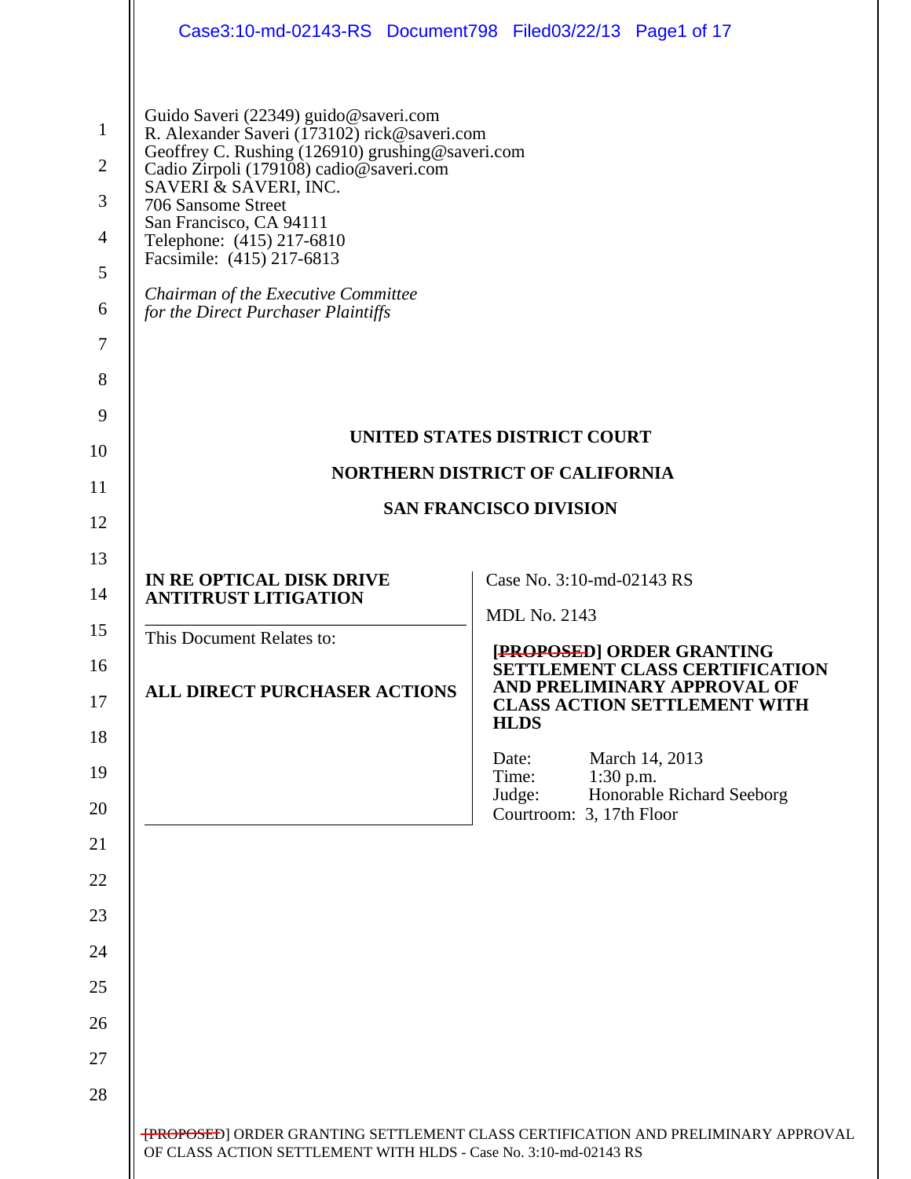Guido Saveri (22349) guido@saveri.com
R. Alexander Saveri (173102) rick@saveri.com
Geoffrey C. Rushing (126910) grushing@saveri.com
Cadio Zirpoli (179108) cadio@saveri.com
SAVERI & SAVERI, INC.
706 Sansome Street
San Francisco, CA 94111
Telephone: (415) 217-6810
Facsimile: (415) 217-6813

*Chairman of the Executive Committee for the Direct Purchaser Plaintiffs*

**UNITED STATES DISTRICT COURT**

**NORTHERN DISTRICT OF CALIFORNIA**

**SAN FRANCISCO DIVISION**

**IN RE OPTICAL DISK DRIVE ANTITRUST LITIGATION**

This Document Relates to:

**ALL DIRECT PURCHASER ACTIONS**

Case No. 3:10-md-02143 RS

MDL No. 2143

**~~[PROPOSED]~~ ORDER GRANTING SETTLEMENT CLASS CERTIFICATION AND PRELIMINARY APPROVAL OF CLASS ACTION SETTLEMENT WITH HLDS**

Date: March 14, 2013
Time: 1:30 p.m.
Judge: Honorable Richard Seeborg
Courtroom: 3, 17th Floor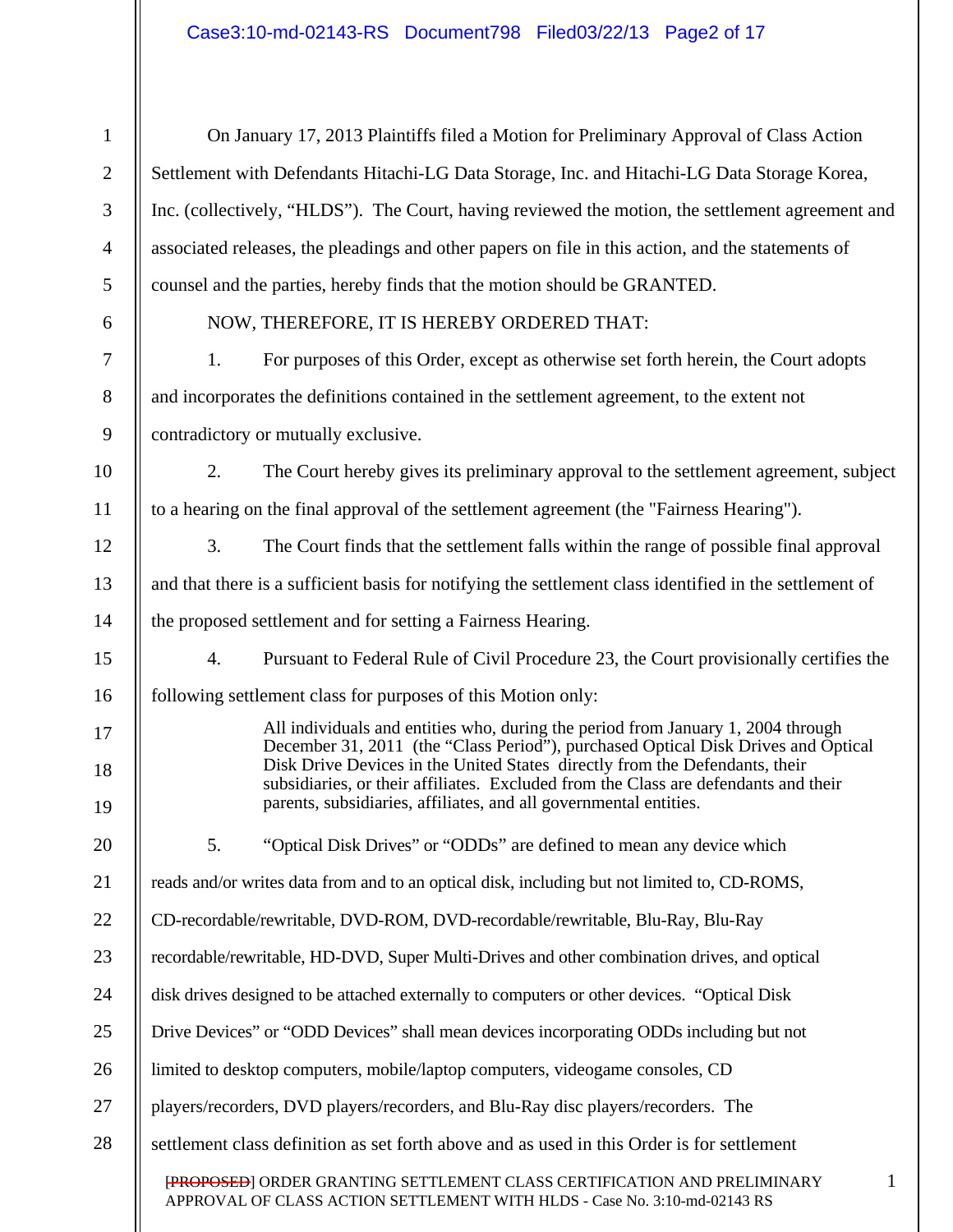On January 17, 2013 Plaintiffs filed a Motion for Preliminary Approval of Class Action Settlement with Defendants Hitachi-LG Data Storage, Inc. and Hitachi-LG Data Storage Korea, Inc. (collectively, "HLDS"). The Court, having reviewed the motion, the settlement agreement and associated releases, the pleadings and other papers on file in this action, and the statements of counsel and the parties, hereby finds that the motion should be GRANTED.

NOW, THEREFORE, IT IS HEREBY ORDERED THAT:

1. For purposes of this Order, except as otherwise set forth herein, the Court adopts and incorporates the definitions contained in the settlement agreement, to the extent not contradictory or mutually exclusive.

2. The Court hereby gives its preliminary approval to the settlement agreement, subject to a hearing on the final approval of the settlement agreement (the "Fairness Hearing").

3. The Court finds that the settlement falls within the range of possible final approval and that there is a sufficient basis for notifying the settlement class identified in the settlement of the proposed settlement and for setting a Fairness Hearing.

4. Pursuant to Federal Rule of Civil Procedure 23, the Court provisionally certifies the following settlement class for purposes of this Motion only:

> All individuals and entities who, during the period from January 1, 2004 through December 31, 2011 (the "Class Period"), purchased Optical Disk Drives and Optical Disk Drive Devices in the United States directly from the Defendants, their subsidiaries, or their affiliates. Excluded from the Class are defendants and their parents, subsidiaries, affiliates, and all governmental entities.

5. "Optical Disk Drives" or "ODDs" are defined to mean any device which reads and/or writes data from and to an optical disk, including but not limited to, CD-ROMS, CD-recordable/rewritable, DVD-ROM, DVD-recordable/rewritable, Blu-Ray, Blu-Ray recordable/rewritable, HD-DVD, Super Multi-Drives and other combination drives, and optical disk drives designed to be attached externally to computers or other devices. "Optical Disk Drive Devices" or "ODD Devices" shall mean devices incorporating ODDs including but not limited to desktop computers, mobile/laptop computers, videogame consoles, CD players/recorders, DVD players/recorders, and Blu-Ray disc players/recorders. The settlement class definition as set forth above and as used in this Order is for settlement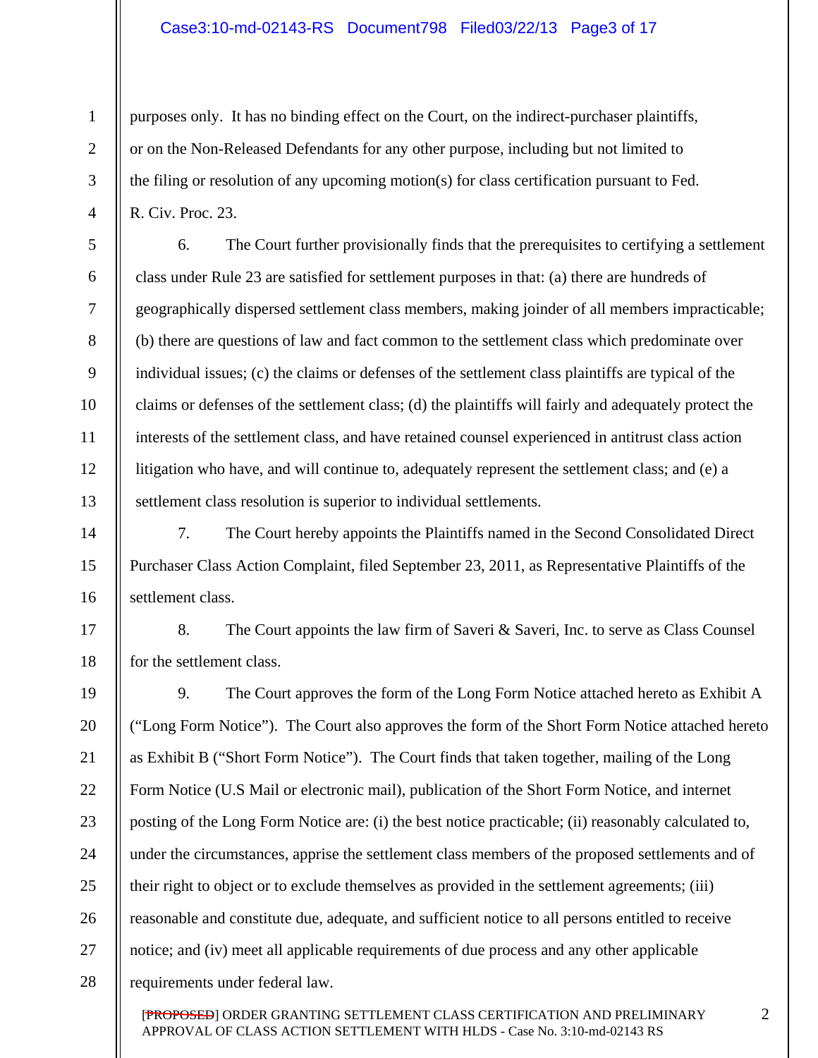purposes only. It has no binding effect on the Court, on the indirect-purchaser plaintiffs, or on the Non-Released Defendants for any other purpose, including but not limited to the filing or resolution of any upcoming motion(s) for class certification pursuant to Fed. R. Civ. Proc. 23.

6. The Court further provisionally finds that the prerequisites to certifying a settlement class under Rule 23 are satisfied for settlement purposes in that: (a) there are hundreds of geographically dispersed settlement class members, making joinder of all members impracticable; (b) there are questions of law and fact common to the settlement class which predominate over individual issues; (c) the claims or defenses of the settlement class plaintiffs are typical of the claims or defenses of the settlement class; (d) the plaintiffs will fairly and adequately protect the interests of the settlement class, and have retained counsel experienced in antitrust class action litigation who have, and will continue to, adequately represent the settlement class; and (e) a settlement class resolution is superior to individual settlements.

7. The Court hereby appoints the Plaintiffs named in the Second Consolidated Direct Purchaser Class Action Complaint, filed September 23, 2011, as Representative Plaintiffs of the settlement class.

8. The Court appoints the law firm of Saveri & Saveri, Inc. to serve as Class Counsel for the settlement class.

9. The Court approves the form of the Long Form Notice attached hereto as Exhibit A ("Long Form Notice"). The Court also approves the form of the Short Form Notice attached hereto as Exhibit B ("Short Form Notice"). The Court finds that taken together, mailing of the Long Form Notice (U.S Mail or electronic mail), publication of the Short Form Notice, and internet posting of the Long Form Notice are: (i) the best notice practicable; (ii) reasonably calculated to, under the circumstances, apprise the settlement class members of the proposed settlements and of their right to object or to exclude themselves as provided in the settlement agreements; (iii) reasonable and constitute due, adequate, and sufficient notice to all persons entitled to receive notice; and (iv) meet all applicable requirements of due process and any other applicable requirements under federal law.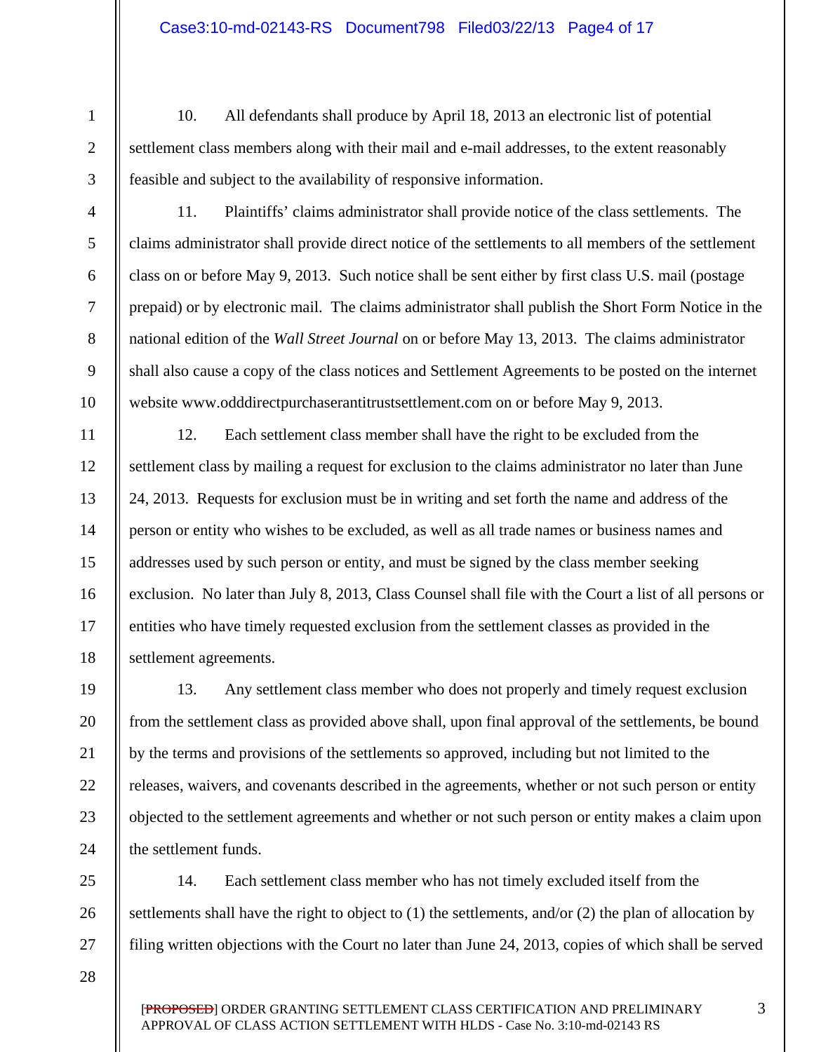10. All defendants shall produce by April 18, 2013 an electronic list of potential settlement class members along with their mail and e-mail addresses, to the extent reasonably feasible and subject to the availability of responsive information.

11. Plaintiffs' claims administrator shall provide notice of the class settlements. The claims administrator shall provide direct notice of the settlements to all members of the settlement class on or before May 9, 2013. Such notice shall be sent either by first class U.S. mail (postage prepaid) or by electronic mail. The claims administrator shall publish the Short Form Notice in the national edition of the *Wall Street Journal* on or before May 13, 2013. The claims administrator shall also cause a copy of the class notices and Settlement Agreements to be posted on the internet website www.odddirectpurchaserantitrustsettlement.com on or before May 9, 2013.

12. Each settlement class member shall have the right to be excluded from the settlement class by mailing a request for exclusion to the claims administrator no later than June 24, 2013. Requests for exclusion must be in writing and set forth the name and address of the person or entity who wishes to be excluded, as well as all trade names or business names and addresses used by such person or entity, and must be signed by the class member seeking exclusion. No later than July 8, 2013, Class Counsel shall file with the Court a list of all persons or entities who have timely requested exclusion from the settlement classes as provided in the settlement agreements.

13. Any settlement class member who does not properly and timely request exclusion from the settlement class as provided above shall, upon final approval of the settlements, be bound by the terms and provisions of the settlements so approved, including but not limited to the releases, waivers, and covenants described in the agreements, whether or not such person or entity objected to the settlement agreements and whether or not such person or entity makes a claim upon the settlement funds.

14. Each settlement class member who has not timely excluded itself from the settlements shall have the right to object to (1) the settlements, and/or (2) the plan of allocation by filing written objections with the Court no later than June 24, 2013, copies of which shall be served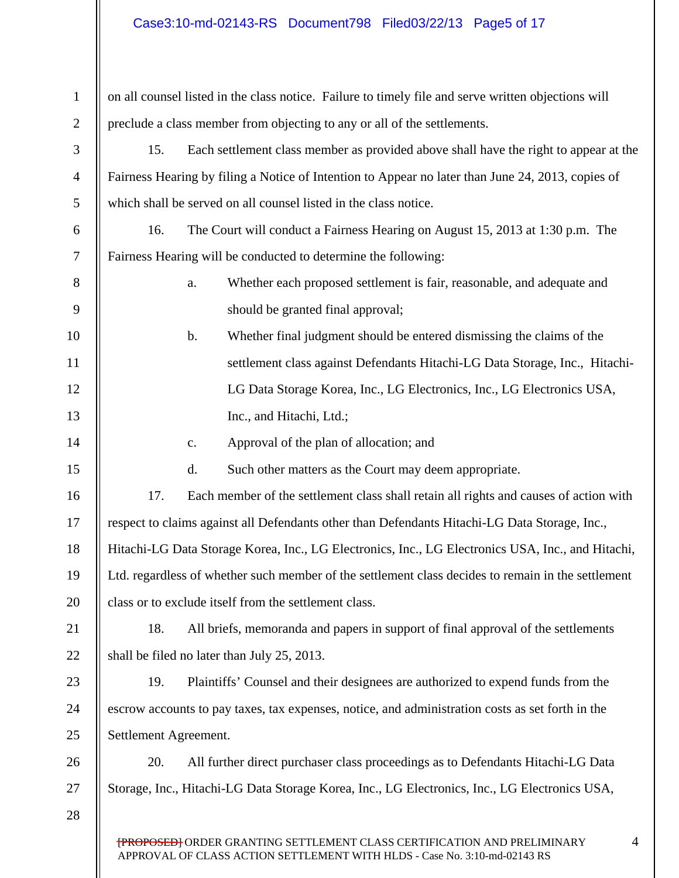on all counsel listed in the class notice. Failure to timely file and serve written objections will preclude a class member from objecting to any or all of the settlements.

15. Each settlement class member as provided above shall have the right to appear at the Fairness Hearing by filing a Notice of Intention to Appear no later than June 24, 2013, copies of which shall be served on all counsel listed in the class notice.

16. The Court will conduct a Fairness Hearing on August 15, 2013 at 1:30 p.m. The Fairness Hearing will be conducted to determine the following:

a. Whether each proposed settlement is fair, reasonable, and adequate and should be granted final approval;

b. Whether final judgment should be entered dismissing the claims of the settlement class against Defendants Hitachi-LG Data Storage, Inc., Hitachi-LG Data Storage Korea, Inc., LG Electronics, Inc., LG Electronics USA, Inc., and Hitachi, Ltd.;

c. Approval of the plan of allocation; and

d. Such other matters as the Court may deem appropriate.

17. Each member of the settlement class shall retain all rights and causes of action with respect to claims against all Defendants other than Defendants Hitachi-LG Data Storage, Inc., Hitachi-LG Data Storage Korea, Inc., LG Electronics, Inc., LG Electronics USA, Inc., and Hitachi, Ltd. regardless of whether such member of the settlement class decides to remain in the settlement class or to exclude itself from the settlement class.

18. All briefs, memoranda and papers in support of final approval of the settlements shall be filed no later than July 25, 2013.

19. Plaintiffs' Counsel and their designees are authorized to expend funds from the escrow accounts to pay taxes, tax expenses, notice, and administration costs as set forth in the Settlement Agreement.

20. All further direct purchaser class proceedings as to Defendants Hitachi-LG Data Storage, Inc., Hitachi-LG Data Storage Korea, Inc., LG Electronics, Inc., LG Electronics USA,

~~[PROPOSED]~~ ORDER GRANTING SETTLEMENT CLASS CERTIFICATION AND PRELIMINARY APPROVAL OF CLASS ACTION SETTLEMENT WITH HLDS - Case No. 3:10-md-02143 RS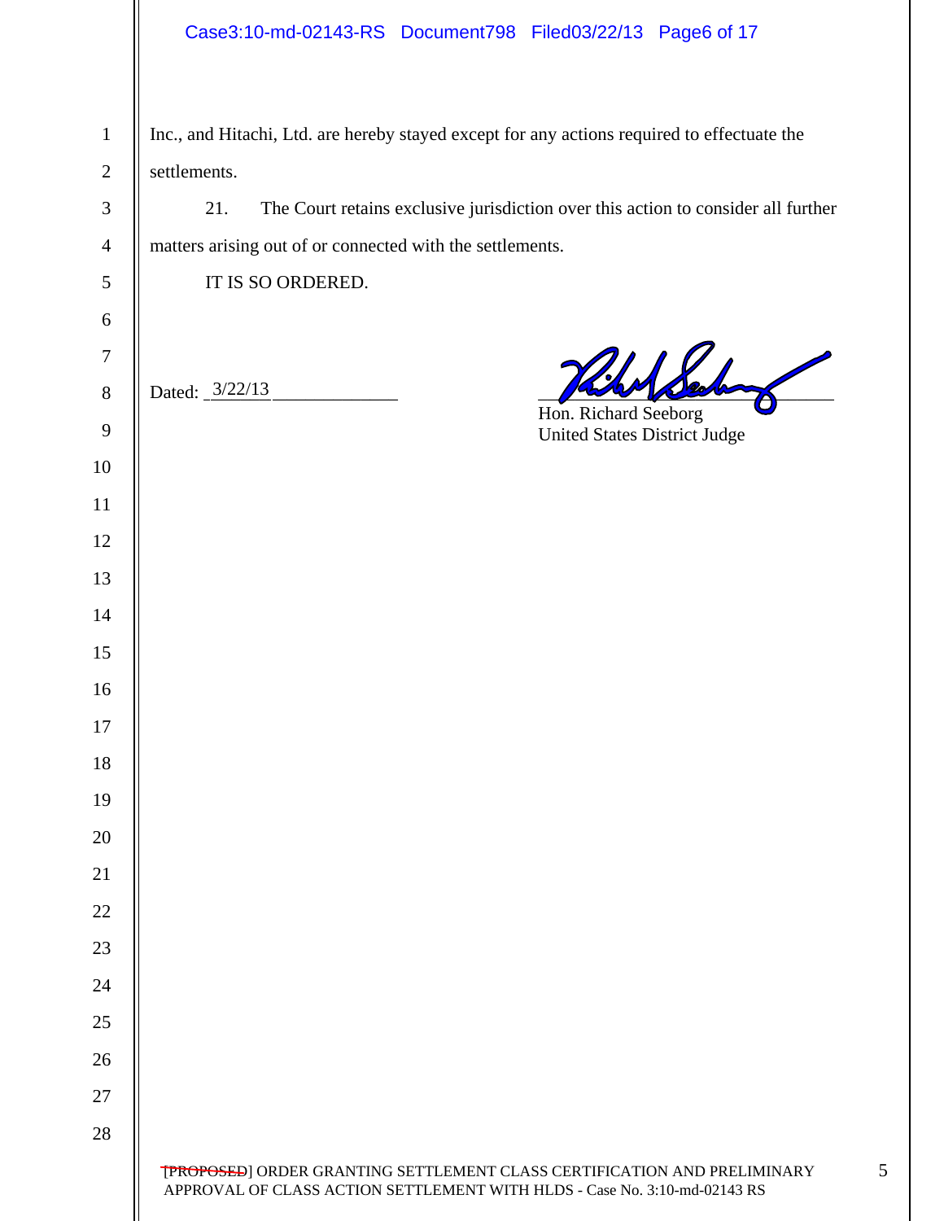Inc., and Hitachi, Ltd. are hereby stayed except for any actions required to effectuate the settlements.

21. The Court retains exclusive jurisdiction over this action to consider all further matters arising out of or connected with the settlements.

IT IS SO ORDERED.

Dated: 3/22/13

Hon. Richard Seeborg
United States District Judge

~~[PROPOSED]~~ ORDER GRANTING SETTLEMENT CLASS CERTIFICATION AND PRELIMINARY APPROVAL OF CLASS ACTION SETTLEMENT WITH HLDS - Case No. 3:10-md-02143 RS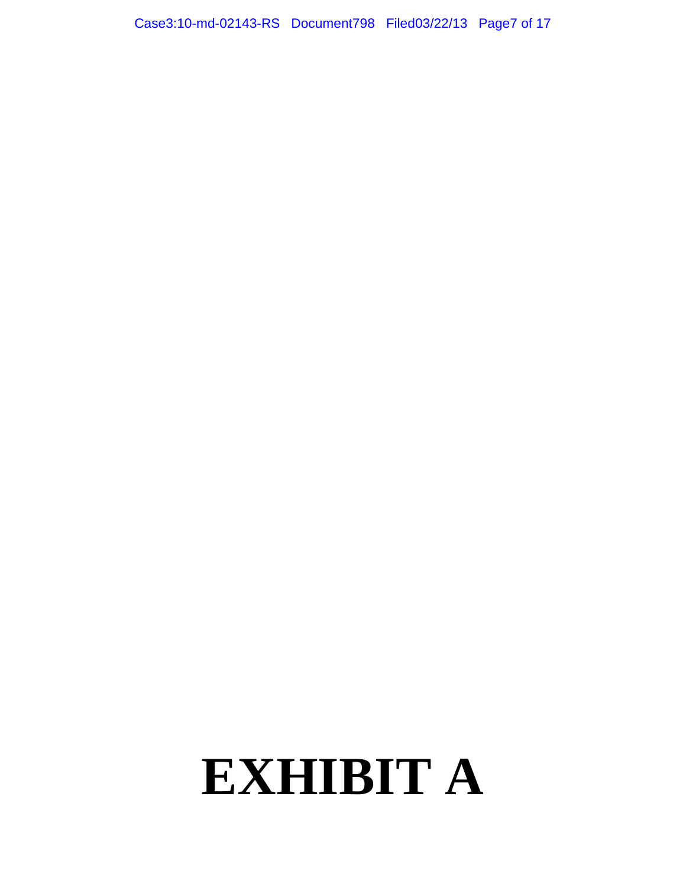# EXHIBIT A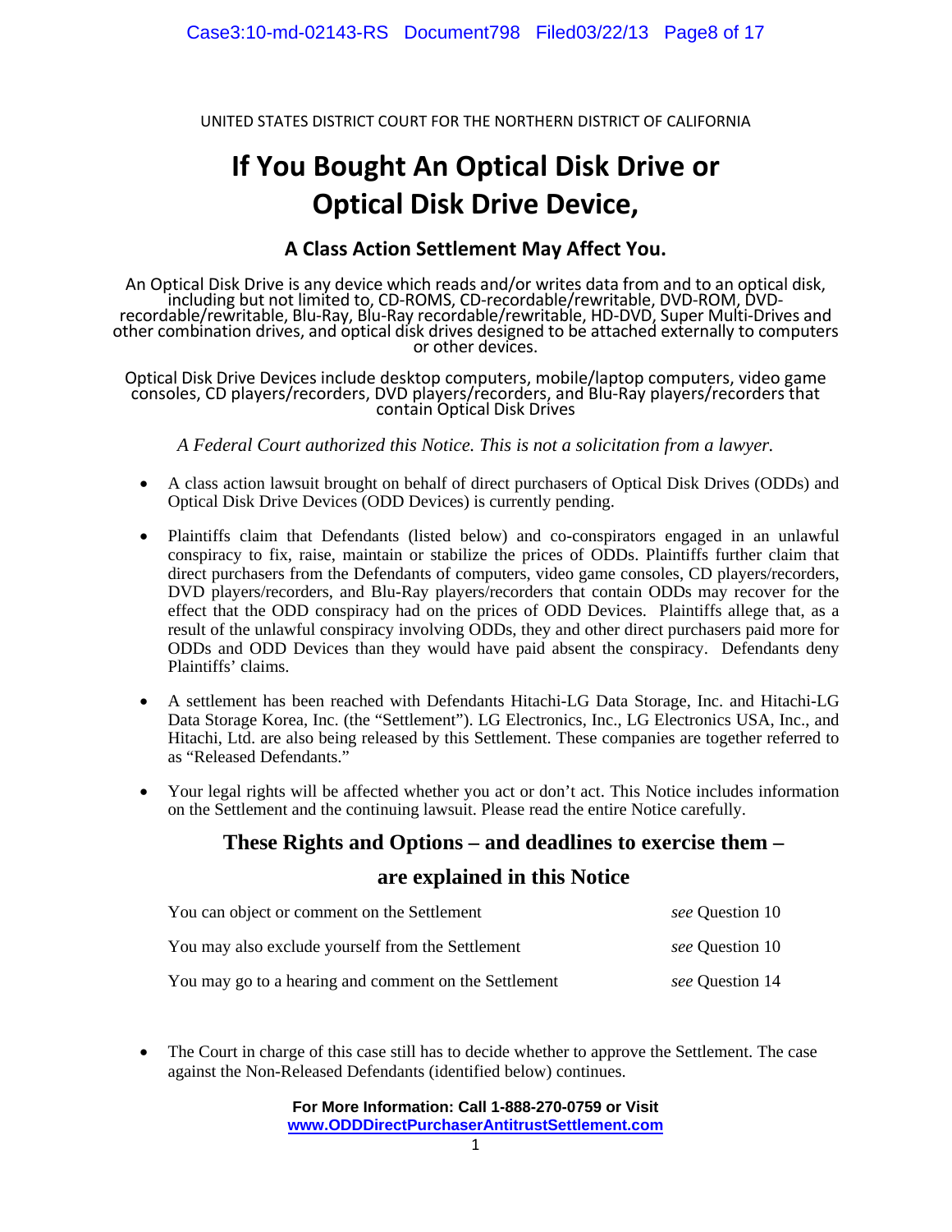UNITED STATES DISTRICT COURT FOR THE NORTHERN DISTRICT OF CALIFORNIA

# If You Bought An Optical Disk Drive or Optical Disk Drive Device,

## A Class Action Settlement May Affect You.

An Optical Disk Drive is any device which reads and/or writes data from and to an optical disk, including but not limited to, CD-ROMS, CD-recordable/rewritable, DVD-ROM, DVD-recordable/rewritable, Blu-Ray, Blu-Ray recordable/rewritable, HD-DVD, Super Multi-Drives and other combination drives, and optical disk drives designed to be attached externally to computers or other devices.

Optical Disk Drive Devices include desktop computers, mobile/laptop computers, video game consoles, CD players/recorders, DVD players/recorders, and Blu-Ray players/recorders that contain Optical Disk Drives

*A Federal Court authorized this Notice. This is not a solicitation from a lawyer.*

- A class action lawsuit brought on behalf of direct purchasers of Optical Disk Drives (ODDs) and Optical Disk Drive Devices (ODD Devices) is currently pending.
- Plaintiffs claim that Defendants (listed below) and co-conspirators engaged in an unlawful conspiracy to fix, raise, maintain or stabilize the prices of ODDs. Plaintiffs further claim that direct purchasers from the Defendants of computers, video game consoles, CD players/recorders, DVD players/recorders, and Blu-Ray players/recorders that contain ODDs may recover for the effect that the ODD conspiracy had on the prices of ODD Devices. Plaintiffs allege that, as a result of the unlawful conspiracy involving ODDs, they and other direct purchasers paid more for ODDs and ODD Devices than they would have paid absent the conspiracy. Defendants deny Plaintiffs' claims.
- A settlement has been reached with Defendants Hitachi-LG Data Storage, Inc. and Hitachi-LG Data Storage Korea, Inc. (the "Settlement"). LG Electronics, Inc., LG Electronics USA, Inc., and Hitachi, Ltd. are also being released by this Settlement. These companies are together referred to as "Released Defendants."
- Your legal rights will be affected whether you act or don't act. This Notice includes information on the Settlement and the continuing lawsuit. Please read the entire Notice carefully.

## These Rights and Options – and deadlines to exercise them – are explained in this Notice

| | |
|---|---|
| You can object or comment on the Settlement | *see* Question 10 |
| You may also exclude yourself from the Settlement | *see* Question 10 |
| You may go to a hearing and comment on the Settlement | *see* Question 14 |

- The Court in charge of this case still has to decide whether to approve the Settlement. The case against the Non-Released Defendants (identified below) continues.

**For More Information: Call 1-888-270-0759 or Visit www.ODDDirectPurchaserAntitrustSettlement.com**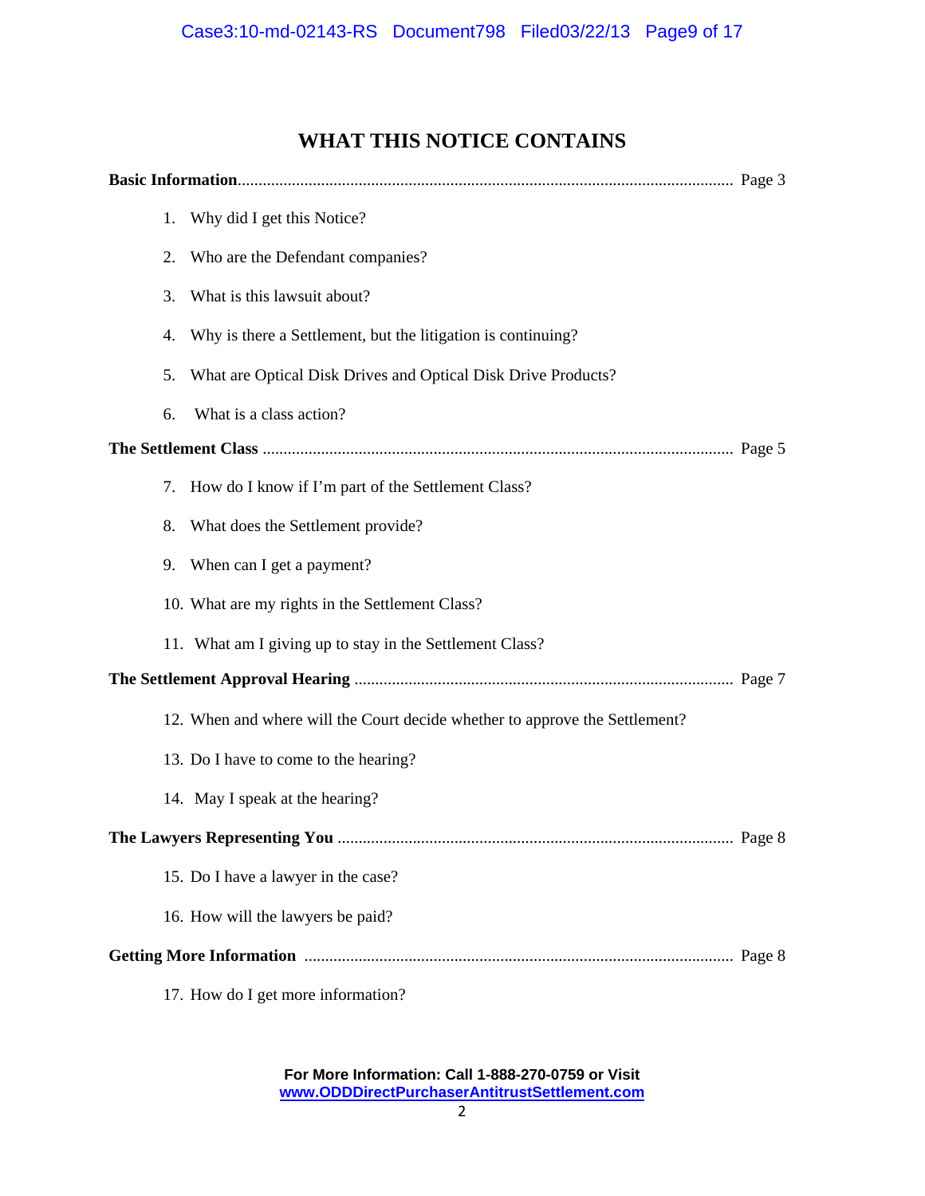# WHAT THIS NOTICE CONTAINS

**Basic Information** ........................................................................................................ Page 3

1. Why did I get this Notice?
2. Who are the Defendant companies?
3. What is this lawsuit about?
4. Why is there a Settlement, but the litigation is continuing?
5. What are Optical Disk Drives and Optical Disk Drive Products?
6. What is a class action?

**The Settlement Class** ................................................................................................... Page 5

7. How do I know if I'm part of the Settlement Class?
8. What does the Settlement provide?
9. When can I get a payment?
10. What are my rights in the Settlement Class?
11. What am I giving up to stay in the Settlement Class?

**The Settlement Approval Hearing** ............................................................................. Page 7

12. When and where will the Court decide whether to approve the Settlement?
13. Do I have to come to the hearing?
14. May I speak at the hearing?

**The Lawyers Representing You** ................................................................................. Page 8

15. Do I have a lawyer in the case?
16. How will the lawyers be paid?

**Getting More Information** ......................................................................................... Page 8

17. How do I get more information?

**For More Information: Call 1-888-270-0759 or Visit www.ODDDirectPurchaserAntitrustSettlement.com**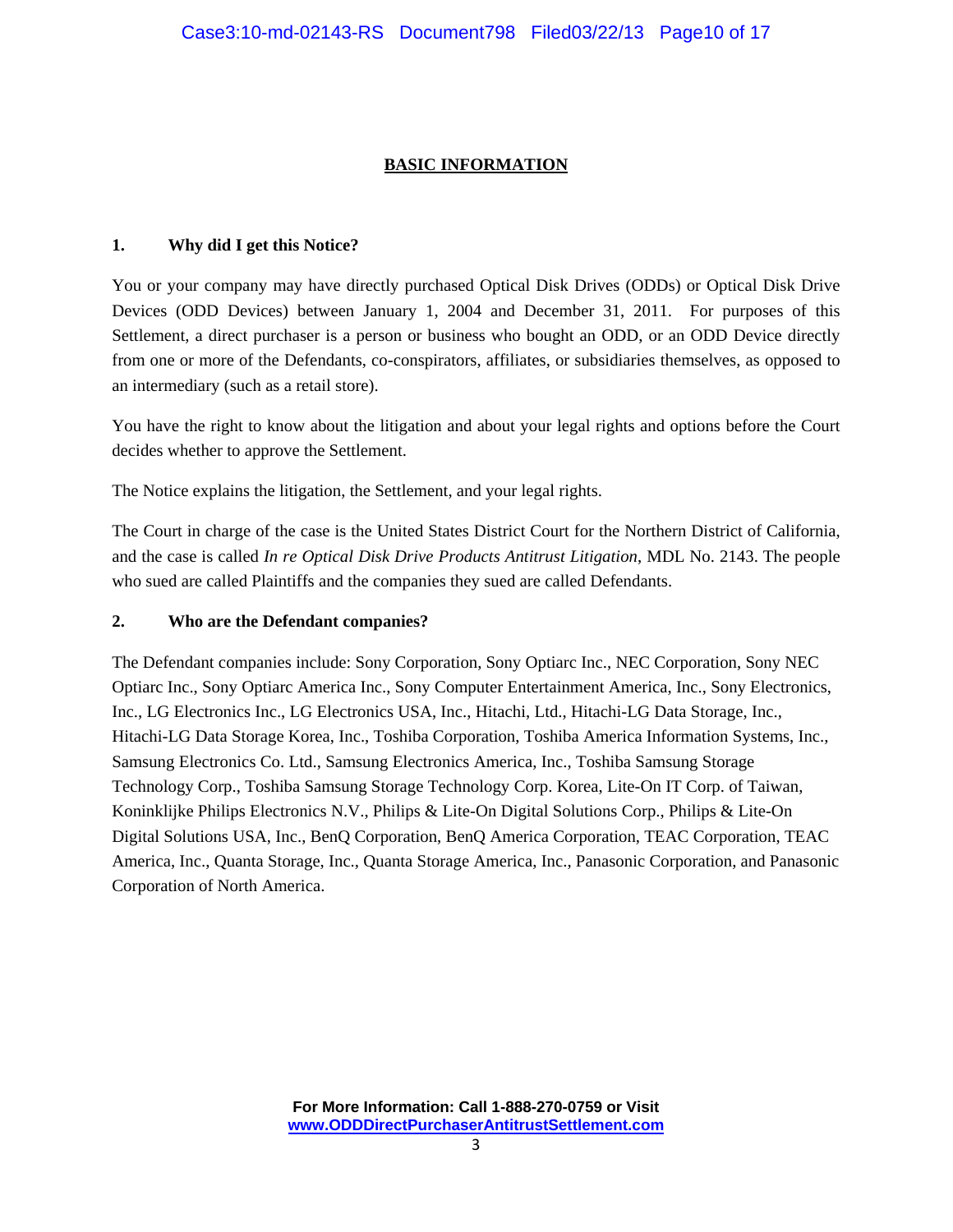## BASIC INFORMATION

### 1. Why did I get this Notice?

You or your company may have directly purchased Optical Disk Drives (ODDs) or Optical Disk Drive Devices (ODD Devices) between January 1, 2004 and December 31, 2011. For purposes of this Settlement, a direct purchaser is a person or business who bought an ODD, or an ODD Device directly from one or more of the Defendants, co-conspirators, affiliates, or subsidiaries themselves, as opposed to an intermediary (such as a retail store).

You have the right to know about the litigation and about your legal rights and options before the Court decides whether to approve the Settlement.

The Notice explains the litigation, the Settlement, and your legal rights.

The Court in charge of the case is the United States District Court for the Northern District of California, and the case is called *In re Optical Disk Drive Products Antitrust Litigation*, MDL No. 2143. The people who sued are called Plaintiffs and the companies they sued are called Defendants.

### 2. Who are the Defendant companies?

The Defendant companies include: Sony Corporation, Sony Optiarc Inc., NEC Corporation, Sony NEC Optiarc Inc., Sony Optiarc America Inc., Sony Computer Entertainment America, Inc., Sony Electronics, Inc., LG Electronics Inc., LG Electronics USA, Inc., Hitachi, Ltd., Hitachi-LG Data Storage, Inc., Hitachi-LG Data Storage Korea, Inc., Toshiba Corporation, Toshiba America Information Systems, Inc., Samsung Electronics Co. Ltd., Samsung Electronics America, Inc., Toshiba Samsung Storage Technology Corp., Toshiba Samsung Storage Technology Corp. Korea, Lite-On IT Corp. of Taiwan, Koninklijke Philips Electronics N.V., Philips & Lite-On Digital Solutions Corp., Philips & Lite-On Digital Solutions USA, Inc., BenQ Corporation, BenQ America Corporation, TEAC Corporation, TEAC America, Inc., Quanta Storage, Inc., Quanta Storage America, Inc., Panasonic Corporation, and Panasonic Corporation of North America.

**For More Information: Call 1-888-270-0759 or Visit [www.ODDDirectPurchaserAntitrustSettlement.com](http://www.ODDDirectPurchaserAntitrustSettlement.com)**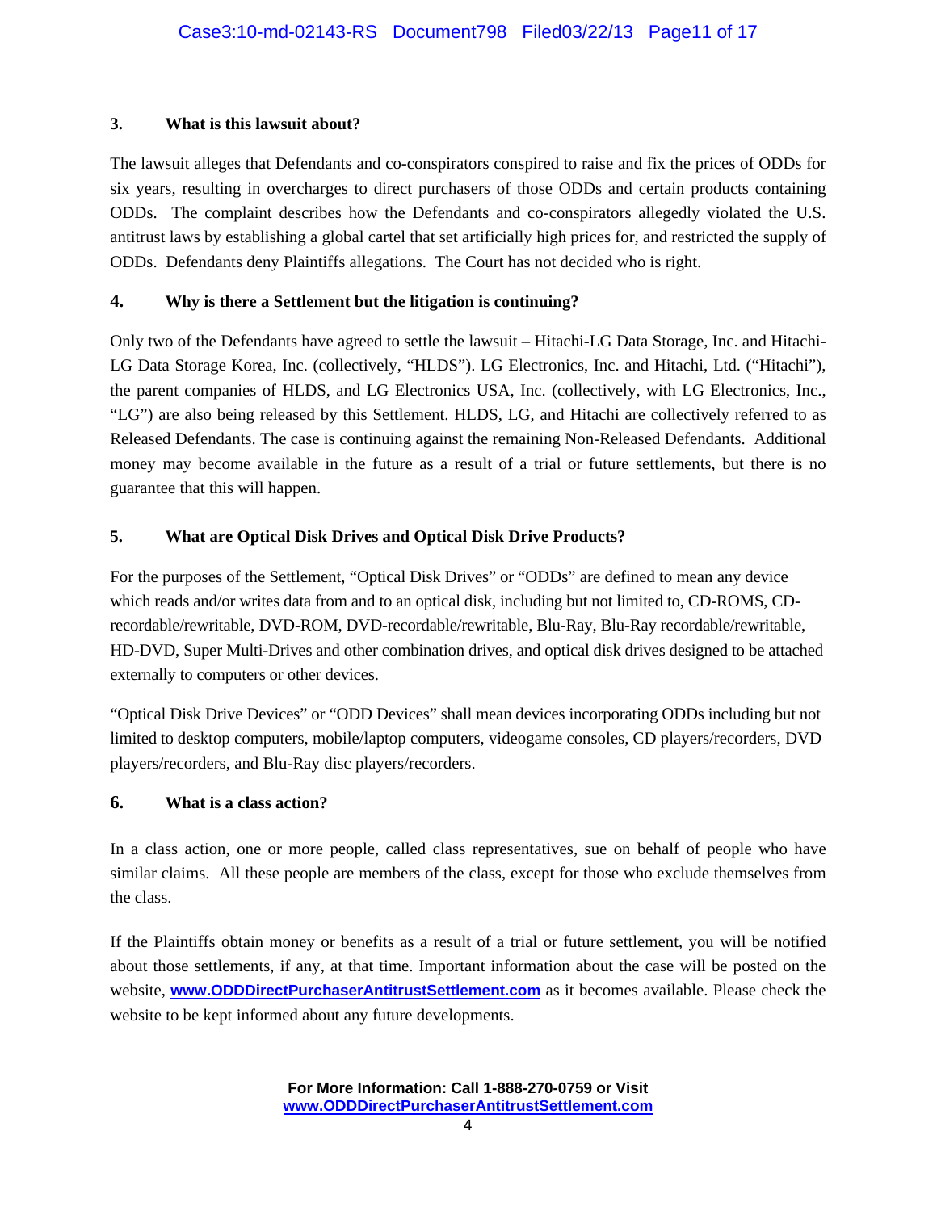### 3. What is this lawsuit about?

The lawsuit alleges that Defendants and co-conspirators conspired to raise and fix the prices of ODDs for six years, resulting in overcharges to direct purchasers of those ODDs and certain products containing ODDs. The complaint describes how the Defendants and co-conspirators allegedly violated the U.S. antitrust laws by establishing a global cartel that set artificially high prices for, and restricted the supply of ODDs. Defendants deny Plaintiffs allegations. The Court has not decided who is right.

### 4. Why is there a Settlement but the litigation is continuing?

Only two of the Defendants have agreed to settle the lawsuit – Hitachi-LG Data Storage, Inc. and Hitachi-LG Data Storage Korea, Inc. (collectively, "HLDS"). LG Electronics, Inc. and Hitachi, Ltd. ("Hitachi"), the parent companies of HLDS, and LG Electronics USA, Inc. (collectively, with LG Electronics, Inc., "LG") are also being released by this Settlement. HLDS, LG, and Hitachi are collectively referred to as Released Defendants. The case is continuing against the remaining Non-Released Defendants. Additional money may become available in the future as a result of a trial or future settlements, but there is no guarantee that this will happen.

### 5. What are Optical Disk Drives and Optical Disk Drive Products?

For the purposes of the Settlement, "Optical Disk Drives" or "ODDs" are defined to mean any device which reads and/or writes data from and to an optical disk, including but not limited to, CD-ROMS, CD-recordable/rewritable, DVD-ROM, DVD-recordable/rewritable, Blu-Ray, Blu-Ray recordable/rewritable, HD-DVD, Super Multi-Drives and other combination drives, and optical disk drives designed to be attached externally to computers or other devices.

"Optical Disk Drive Devices" or "ODD Devices" shall mean devices incorporating ODDs including but not limited to desktop computers, mobile/laptop computers, videogame consoles, CD players/recorders, DVD players/recorders, and Blu-Ray disc players/recorders.

### 6. What is a class action?

In a class action, one or more people, called class representatives, sue on behalf of people who have similar claims. All these people are members of the class, except for those who exclude themselves from the class.

If the Plaintiffs obtain money or benefits as a result of a trial or future settlement, you will be notified about those settlements, if any, at that time. Important information about the case will be posted on the website, **www.ODDDirectPurchaserAntitrustSettlement.com** as it becomes available. Please check the website to be kept informed about any future developments.

**For More Information: Call 1-888-270-0759 or Visit www.ODDDirectPurchaserAntitrustSettlement.com**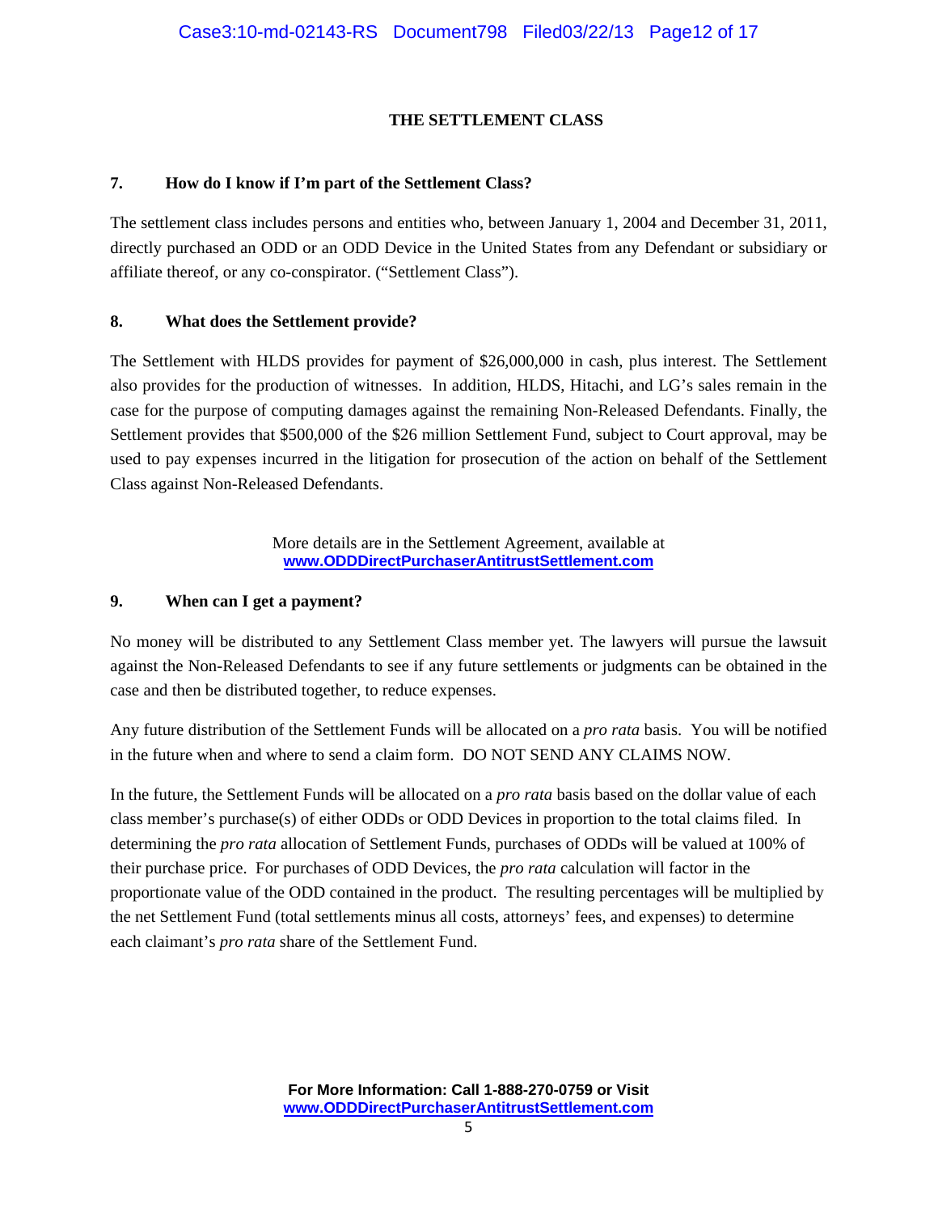## THE SETTLEMENT CLASS

### 7. How do I know if I'm part of the Settlement Class?

The settlement class includes persons and entities who, between January 1, 2004 and December 31, 2011, directly purchased an ODD or an ODD Device in the United States from any Defendant or subsidiary or affiliate thereof, or any co-conspirator. ("Settlement Class").

### 8. What does the Settlement provide?

The Settlement with HLDS provides for payment of $26,000,000 in cash, plus interest. The Settlement also provides for the production of witnesses. In addition, HLDS, Hitachi, and LG's sales remain in the case for the purpose of computing damages against the remaining Non-Released Defendants. Finally, the Settlement provides that $500,000 of the $26 million Settlement Fund, subject to Court approval, may be used to pay expenses incurred in the litigation for prosecution of the action on behalf of the Settlement Class against Non-Released Defendants.

More details are in the Settlement Agreement, available at **www.ODDDirectPurchaserAntitrustSettlement.com**

### 9. When can I get a payment?

No money will be distributed to any Settlement Class member yet. The lawyers will pursue the lawsuit against the Non-Released Defendants to see if any future settlements or judgments can be obtained in the case and then be distributed together, to reduce expenses.

Any future distribution of the Settlement Funds will be allocated on a *pro rata* basis. You will be notified in the future when and where to send a claim form. DO NOT SEND ANY CLAIMS NOW.

In the future, the Settlement Funds will be allocated on a *pro rata* basis based on the dollar value of each class member's purchase(s) of either ODDs or ODD Devices in proportion to the total claims filed. In determining the *pro rata* allocation of Settlement Funds, purchases of ODDs will be valued at 100% of their purchase price. For purchases of ODD Devices, the *pro rata* calculation will factor in the proportionate value of the ODD contained in the product. The resulting percentages will be multiplied by the net Settlement Fund (total settlements minus all costs, attorneys' fees, and expenses) to determine each claimant's *pro rata* share of the Settlement Fund.

**For More Information: Call 1-888-270-0759 or Visit www.ODDDirectPurchaserAntitrustSettlement.com**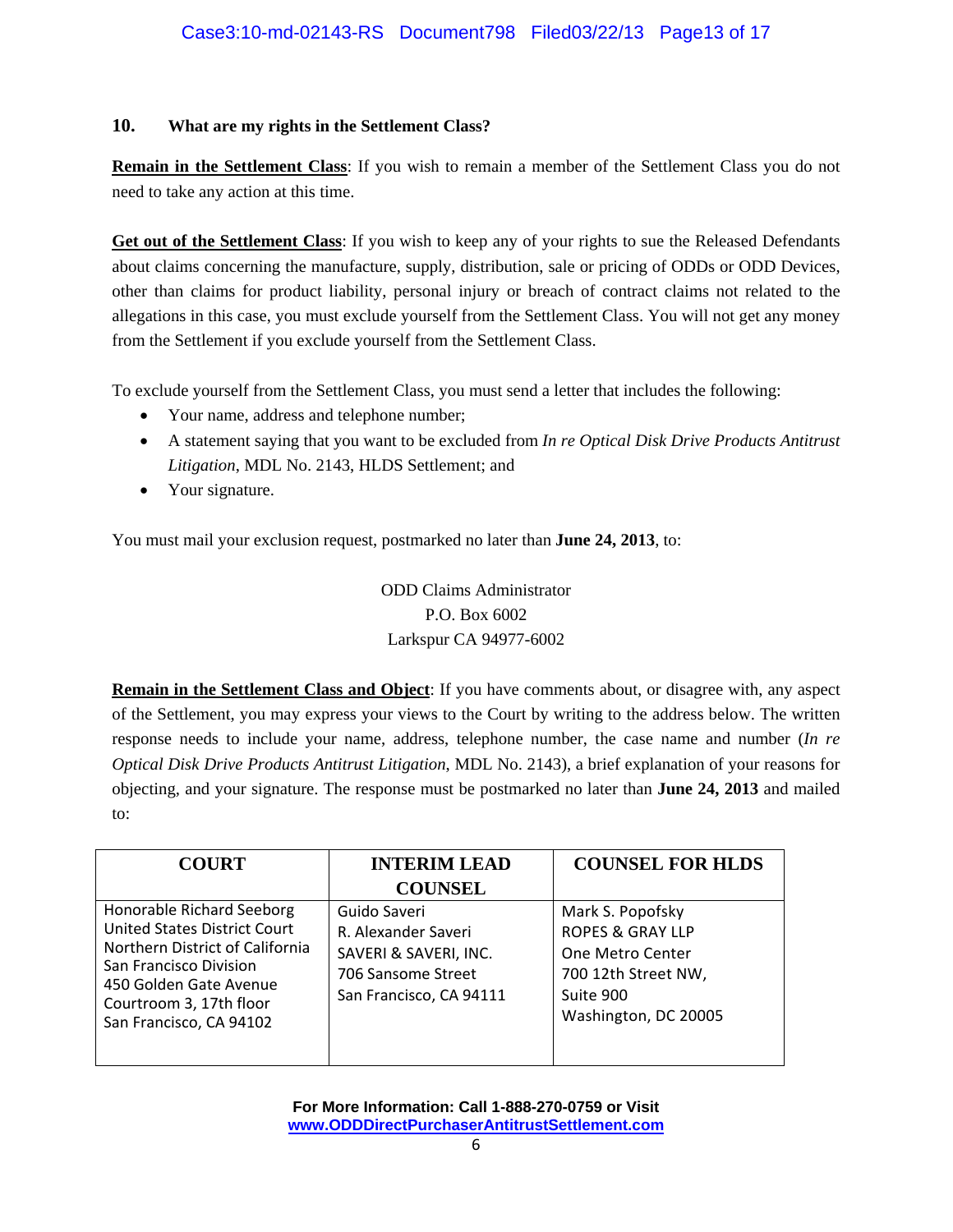## 10. What are my rights in the Settlement Class?

**Remain in the Settlement Class**: If you wish to remain a member of the Settlement Class you do not need to take any action at this time.

**Get out of the Settlement Class**: If you wish to keep any of your rights to sue the Released Defendants about claims concerning the manufacture, supply, distribution, sale or pricing of ODDs or ODD Devices, other than claims for product liability, personal injury or breach of contract claims not related to the allegations in this case, you must exclude yourself from the Settlement Class. You will not get any money from the Settlement if you exclude yourself from the Settlement Class.

To exclude yourself from the Settlement Class, you must send a letter that includes the following:

- Your name, address and telephone number;
- A statement saying that you want to be excluded from *In re Optical Disk Drive Products Antitrust Litigation*, MDL No. 2143, HLDS Settlement; and
- Your signature.

You must mail your exclusion request, postmarked no later than **June 24, 2013**, to:

ODD Claims Administrator
P.O. Box 6002
Larkspur CA 94977-6002

**Remain in the Settlement Class and Object**: If you have comments about, or disagree with, any aspect of the Settlement, you may express your views to the Court by writing to the address below. The written response needs to include your name, address, telephone number, the case name and number (*In re Optical Disk Drive Products Antitrust Litigation*, MDL No. 2143), a brief explanation of your reasons for objecting, and your signature. The response must be postmarked no later than **June 24, 2013** and mailed to:

| COURT | INTERIM LEAD COUNSEL | COUNSEL FOR HLDS |
|---|---|---|
| Honorable Richard Seeborg<br>United States District Court<br>Northern District of California<br>San Francisco Division<br>450 Golden Gate Avenue<br>Courtroom 3, 17th floor<br>San Francisco, CA 94102 | Guido Saveri<br>R. Alexander Saveri<br>SAVERI & SAVERI, INC.<br>706 Sansome Street<br>San Francisco, CA 94111 | Mark S. Popofsky<br>ROPES & GRAY LLP<br>One Metro Center<br>700 12th Street NW,<br>Suite 900<br>Washington, DC 20005 |

**For More Information: Call 1-888-270-0759 or Visit www.ODDDirectPurchaserAntitrustSettlement.com**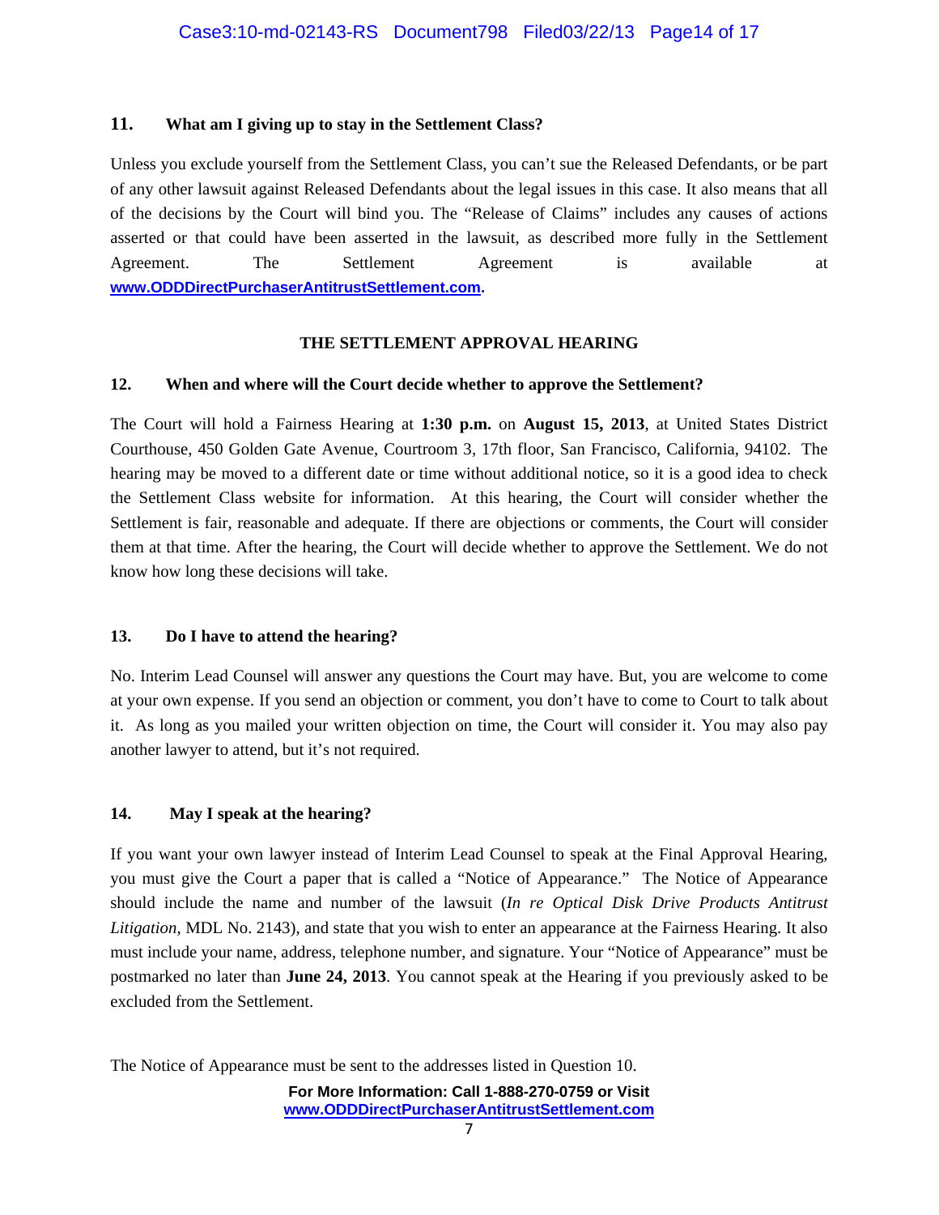### 11. What am I giving up to stay in the Settlement Class?

Unless you exclude yourself from the Settlement Class, you can't sue the Released Defendants, or be part of any other lawsuit against Released Defendants about the legal issues in this case. It also means that all of the decisions by the Court will bind you. The "Release of Claims" includes any causes of actions asserted or that could have been asserted in the lawsuit, as described more fully in the Settlement Agreement. The Settlement Agreement is available at **www.ODDDirectPurchaserAntitrustSettlement.com.**

## THE SETTLEMENT APPROVAL HEARING

### 12. When and where will the Court decide whether to approve the Settlement?

The Court will hold a Fairness Hearing at **1:30 p.m.** on **August 15, 2013**, at United States District Courthouse, 450 Golden Gate Avenue, Courtroom 3, 17th floor, San Francisco, California, 94102. The hearing may be moved to a different date or time without additional notice, so it is a good idea to check the Settlement Class website for information. At this hearing, the Court will consider whether the Settlement is fair, reasonable and adequate. If there are objections or comments, the Court will consider them at that time. After the hearing, the Court will decide whether to approve the Settlement. We do not know how long these decisions will take.

### 13. Do I have to attend the hearing?

No. Interim Lead Counsel will answer any questions the Court may have. But, you are welcome to come at your own expense. If you send an objection or comment, you don't have to come to Court to talk about it. As long as you mailed your written objection on time, the Court will consider it. You may also pay another lawyer to attend, but it's not required.

### 14. May I speak at the hearing?

If you want your own lawyer instead of Interim Lead Counsel to speak at the Final Approval Hearing, you must give the Court a paper that is called a "Notice of Appearance." The Notice of Appearance should include the name and number of the lawsuit (*In re Optical Disk Drive Products Antitrust Litigation*, MDL No. 2143), and state that you wish to enter an appearance at the Fairness Hearing. It also must include your name, address, telephone number, and signature. Your "Notice of Appearance" must be postmarked no later than **June 24, 2013**. You cannot speak at the Hearing if you previously asked to be excluded from the Settlement.

The Notice of Appearance must be sent to the addresses listed in Question 10.

**For More Information: Call 1-888-270-0759 or Visit www.ODDDirectPurchaserAntitrustSettlement.com**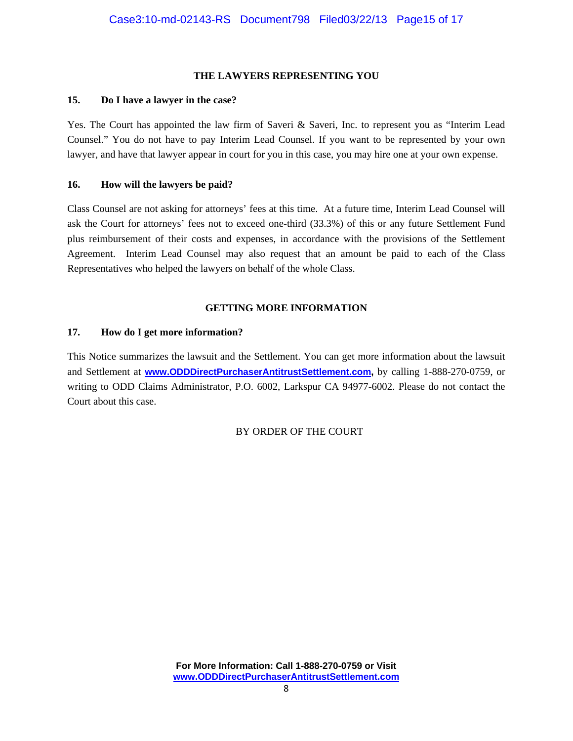## THE LAWYERS REPRESENTING YOU

### 15. Do I have a lawyer in the case?

Yes. The Court has appointed the law firm of Saveri & Saveri, Inc. to represent you as "Interim Lead Counsel." You do not have to pay Interim Lead Counsel. If you want to be represented by your own lawyer, and have that lawyer appear in court for you in this case, you may hire one at your own expense.

### 16. How will the lawyers be paid?

Class Counsel are not asking for attorneys' fees at this time. At a future time, Interim Lead Counsel will ask the Court for attorneys' fees not to exceed one-third (33.3%) of this or any future Settlement Fund plus reimbursement of their costs and expenses, in accordance with the provisions of the Settlement Agreement. Interim Lead Counsel may also request that an amount be paid to each of the Class Representatives who helped the lawyers on behalf of the whole Class.

## GETTING MORE INFORMATION

### 17. How do I get more information?

This Notice summarizes the lawsuit and the Settlement. You can get more information about the lawsuit and Settlement at **www.ODDDirectPurchaserAntitrustSettlement.com**, by calling 1-888-270-0759, or writing to ODD Claims Administrator, P.O. 6002, Larkspur CA 94977-6002. Please do not contact the Court about this case.

BY ORDER OF THE COURT

**For More Information: Call 1-888-270-0759 or Visit www.ODDDirectPurchaserAntitrustSettlement.com**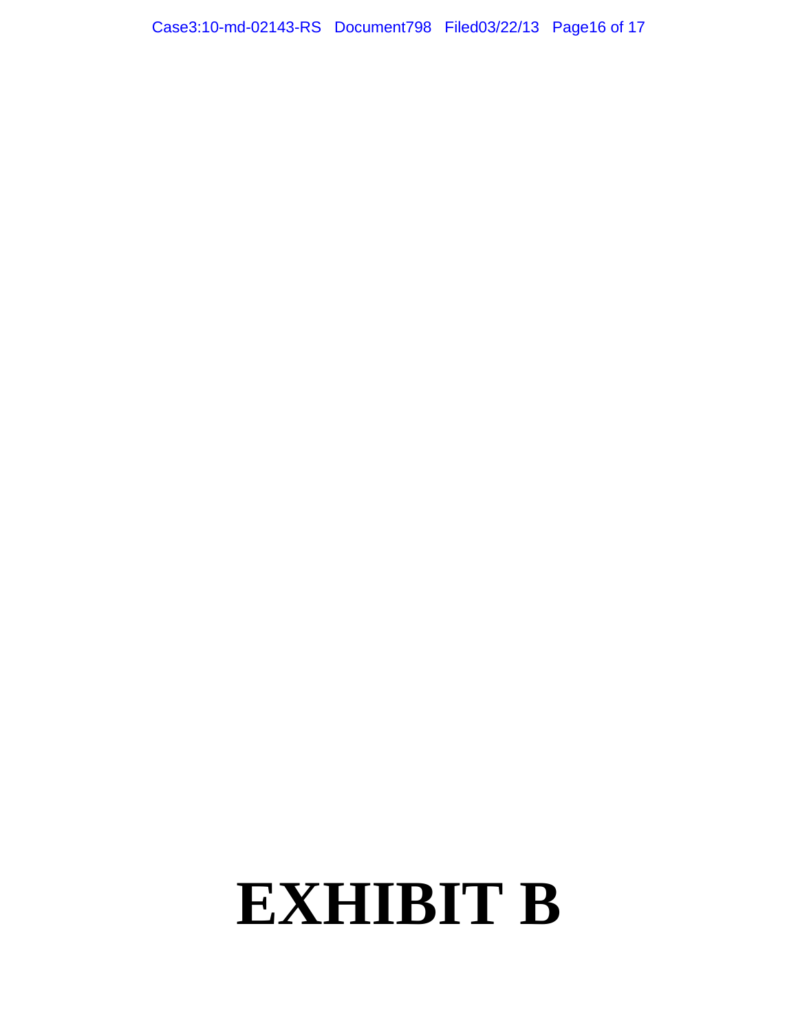# EXHIBIT B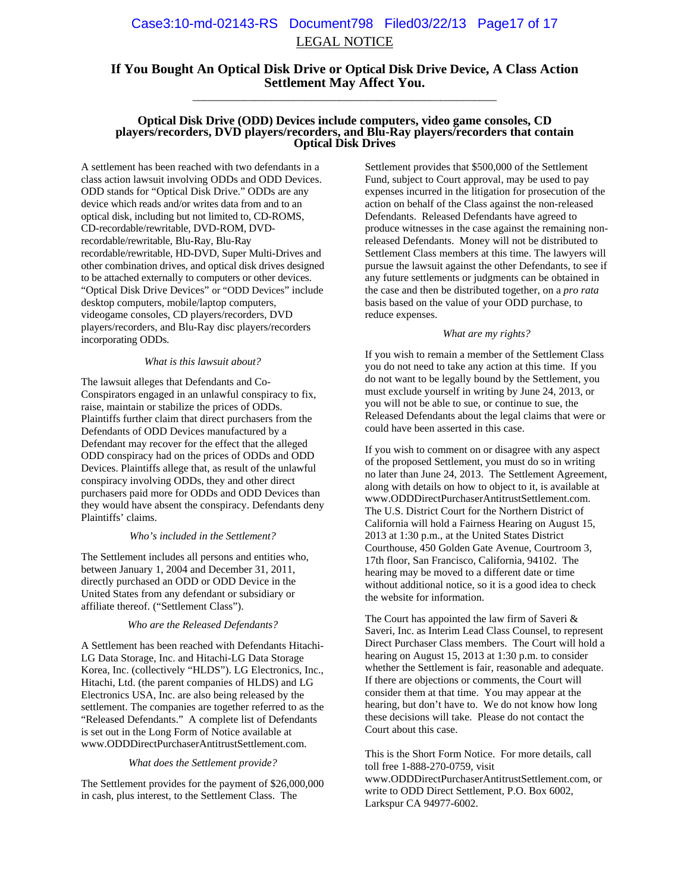LEGAL NOTICE

# If You Bought An Optical Disk Drive or Optical Disk Drive Device, A Class Action Settlement May Affect You.

---

## Optical Disk Drive (ODD) Devices include computers, video game consoles, CD players/recorders, DVD players/recorders, and Blu-Ray players/recorders that contain Optical Disk Drives

A settlement has been reached with two defendants in a class action lawsuit involving ODDs and ODD Devices. ODD stands for "Optical Disk Drive." ODDs are any device which reads and/or writes data from and to an optical disk, including but not limited to, CD-ROMS, CD-recordable/rewritable, DVD-ROM, DVD-recordable/rewritable, Blu-Ray, Blu-Ray recordable/rewritable, HD-DVD, Super Multi-Drives and other combination drives, and optical disk drives designed to be attached externally to computers or other devices. "Optical Disk Drive Devices" or "ODD Devices" include desktop computers, mobile/laptop computers, videogame consoles, CD players/recorders, DVD players/recorders, and Blu-Ray disc players/recorders incorporating ODDs.

*What is this lawsuit about?*

The lawsuit alleges that Defendants and Co-Conspirators engaged in an unlawful conspiracy to fix, raise, maintain or stabilize the prices of ODDs. Plaintiffs further claim that direct purchasers from the Defendants of ODD Devices manufactured by a Defendant may recover for the effect that the alleged ODD conspiracy had on the prices of ODDs and ODD Devices. Plaintiffs allege that, as result of the unlawful conspiracy involving ODDs, they and other direct purchasers paid more for ODDs and ODD Devices than they would have absent the conspiracy. Defendants deny Plaintiffs' claims.

*Who's included in the Settlement?*

The Settlement includes all persons and entities who, between January 1, 2004 and December 31, 2011, directly purchased an ODD or ODD Device in the United States from any defendant or subsidiary or affiliate thereof. ("Settlement Class").

*Who are the Released Defendants?*

A Settlement has been reached with Defendants Hitachi-LG Data Storage, Inc. and Hitachi-LG Data Storage Korea, Inc. (collectively "HLDS"). LG Electronics, Inc., Hitachi, Ltd. (the parent companies of HLDS) and LG Electronics USA, Inc. are also being released by the settlement. The companies are together referred to as the "Released Defendants." A complete list of Defendants is set out in the Long Form of Notice available at www.ODDDirectPurchaserAntitrustSettlement.com.

*What does the Settlement provide?*

The Settlement provides for the payment of $26,000,000 in cash, plus interest, to the Settlement Class. The Settlement provides that $500,000 of the Settlement Fund, subject to Court approval, may be used to pay expenses incurred in the litigation for prosecution of the action on behalf of the Class against the non-released Defendants. Released Defendants have agreed to produce witnesses in the case against the remaining non-released Defendants. Money will not be distributed to Settlement Class members at this time. The lawyers will pursue the lawsuit against the other Defendants, to see if any future settlements or judgments can be obtained in the case and then be distributed together, on a *pro rata* basis based on the value of your ODD purchase, to reduce expenses.

*What are my rights?*

If you wish to remain a member of the Settlement Class you do not need to take any action at this time. If you do not want to be legally bound by the Settlement, you must exclude yourself in writing by June 24, 2013, or you will not be able to sue, or continue to sue, the Released Defendants about the legal claims that were or could have been asserted in this case.

If you wish to comment on or disagree with any aspect of the proposed Settlement, you must do so in writing no later than June 24, 2013. The Settlement Agreement, along with details on how to object to it, is available at www.ODDDirectPurchaserAntitrustSettlement.com. The U.S. District Court for the Northern District of California will hold a Fairness Hearing on August 15, 2013 at 1:30 p.m., at the United States District Courthouse, 450 Golden Gate Avenue, Courtroom 3, 17th floor, San Francisco, California, 94102. The hearing may be moved to a different date or time without additional notice, so it is a good idea to check the website for information.

The Court has appointed the law firm of Saveri & Saveri, Inc. as Interim Lead Class Counsel, to represent Direct Purchaser Class members. The Court will hold a hearing on August 15, 2013 at 1:30 p.m. to consider whether the Settlement is fair, reasonable and adequate. If there are objections or comments, the Court will consider them at that time. You may appear at the hearing, but don't have to. We do not know how long these decisions will take. Please do not contact the Court about this case.

This is the Short Form Notice. For more details, call toll free 1-888-270-0759, visit www.ODDDirectPurchaserAntitrustSettlement.com, or write to ODD Direct Settlement, P.O. Box 6002, Larkspur CA 94977-6002.